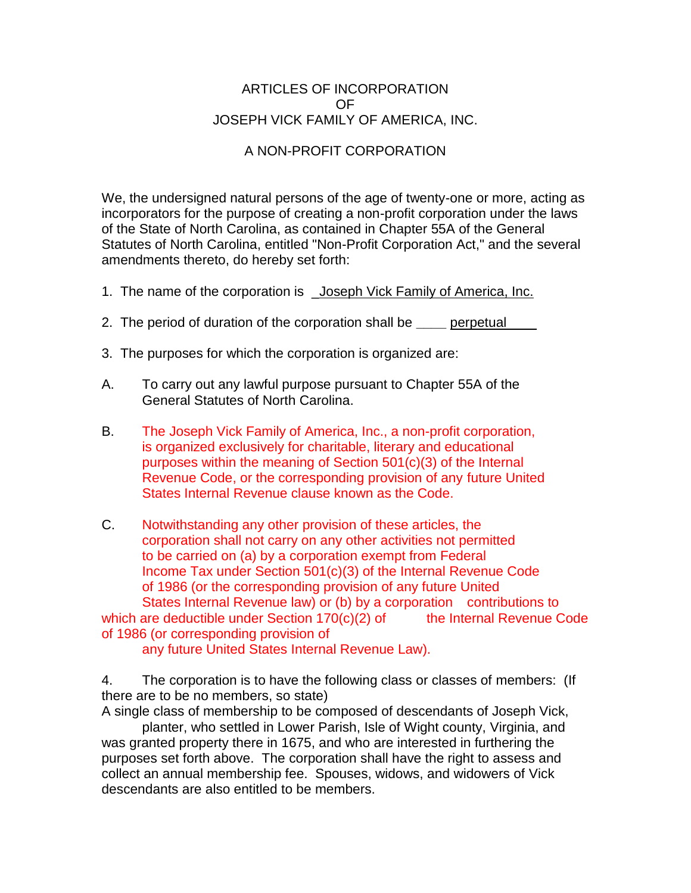# ARTICLES OF INCORPORATION
# OF
# JOSEPH VICK FAMILY OF AMERICA, INC.

## A NON-PROFIT CORPORATION

We, the undersigned natural persons of the age of twenty-one or more, acting as incorporators for the purpose of creating a non-profit corporation under the laws of the State of North Carolina, as contained in Chapter 55A of the General Statutes of North Carolina, entitled "Non-Profit Corporation Act," and the several amendments thereto, do hereby set forth:

1. The name of the corporation is Joseph Vick Family of America, Inc.

2. The period of duration of the corporation shall be perpetual

3. The purposes for which the corporation is organized are:

A. To carry out any lawful purpose pursuant to Chapter 55A of the General Statutes of North Carolina.

B. The Joseph Vick Family of America, Inc., a non-profit corporation, is organized exclusively for charitable, literary and educational purposes within the meaning of Section 501(c)(3) of the Internal Revenue Code, or the corresponding provision of any future United States Internal Revenue clause known as the Code.

C. Notwithstanding any other provision of these articles, the corporation shall not carry on any other activities not permitted to be carried on (a) by a corporation exempt from Federal Income Tax under Section 501(c)(3) of the Internal Revenue Code of 1986 (or the corresponding provision of any future United States Internal Revenue law) or (b) by a corporation contributions to which are deductible under Section 170(c)(2) of the Internal Revenue Code of 1986 (or corresponding provision of any future United States Internal Revenue Law).

4. The corporation is to have the following class or classes of members: (If there are to be no members, so state)

A single class of membership to be composed of descendants of Joseph Vick, planter, who settled in Lower Parish, Isle of Wight county, Virginia, and was granted property there in 1675, and who are interested in furthering the purposes set forth above. The corporation shall have the right to assess and collect an annual membership fee. Spouses, widows, and widowers of Vick descendants are also entitled to be members.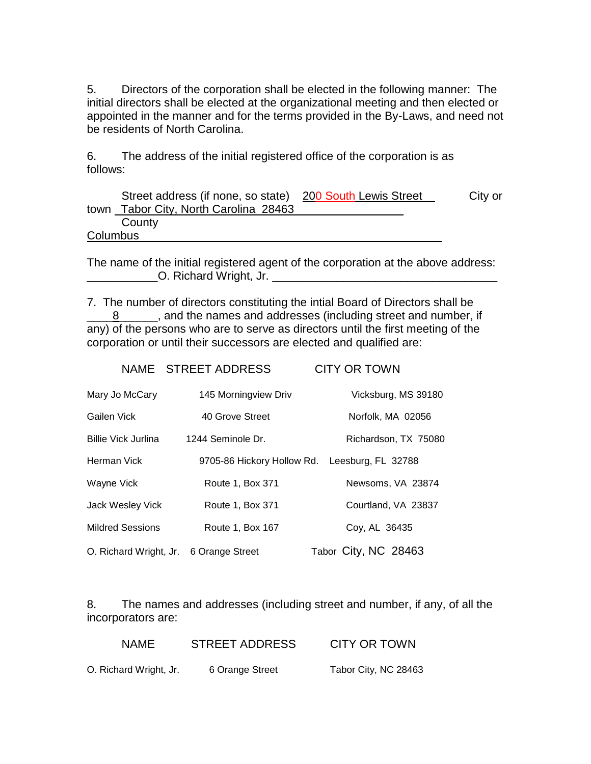5. Directors of the corporation shall be elected in the following manner: The initial directors shall be elected at the organizational meeting and then elected or appointed in the manner and for the terms provided in the By-Laws, and need not be residents of North Carolina.

6. The address of the initial registered office of the corporation is as follows:

Street address (if none, so state) 200 South Lewis Street City or town Tabor City, North Carolina 28463
County
Columbus

The name of the initial registered agent of the corporation at the above address:
O. Richard Wright, Jr.

7. The number of directors constituting the intial Board of Directors shall be 8, and the names and addresses (including street and number, if any) of the persons who are to serve as directors until the first meeting of the corporation or until their successors are elected and qualified are:

| NAME | STREET ADDRESS | CITY OR TOWN |
| --- | --- | --- |
| Mary Jo McCary | 145 Morningview Driv | Vicksburg, MS 39180 |
| Gailen Vick | 40 Grove Street | Norfolk, MA 02056 |
| Billie Vick Jurlina | 1244 Seminole Dr. | Richardson, TX 75080 |
| Herman Vick | 9705-86 Hickory Hollow Rd. | Leesburg, FL 32788 |
| Wayne Vick | Route 1, Box 371 | Newsoms, VA 23874 |
| Jack Wesley Vick | Route 1, Box 371 | Courtland, VA 23837 |
| Mildred Sessions | Route 1, Box 167 | Coy, AL 36435 |
| O. Richard Wright, Jr. | 6 Orange Street | Tabor City, NC 28463 |

8. The names and addresses (including street and number, if any, of all the incorporators are:

| NAME | STREET ADDRESS | CITY OR TOWN |
| --- | --- | --- |
| O. Richard Wright, Jr. | 6 Orange Street | Tabor City, NC 28463 |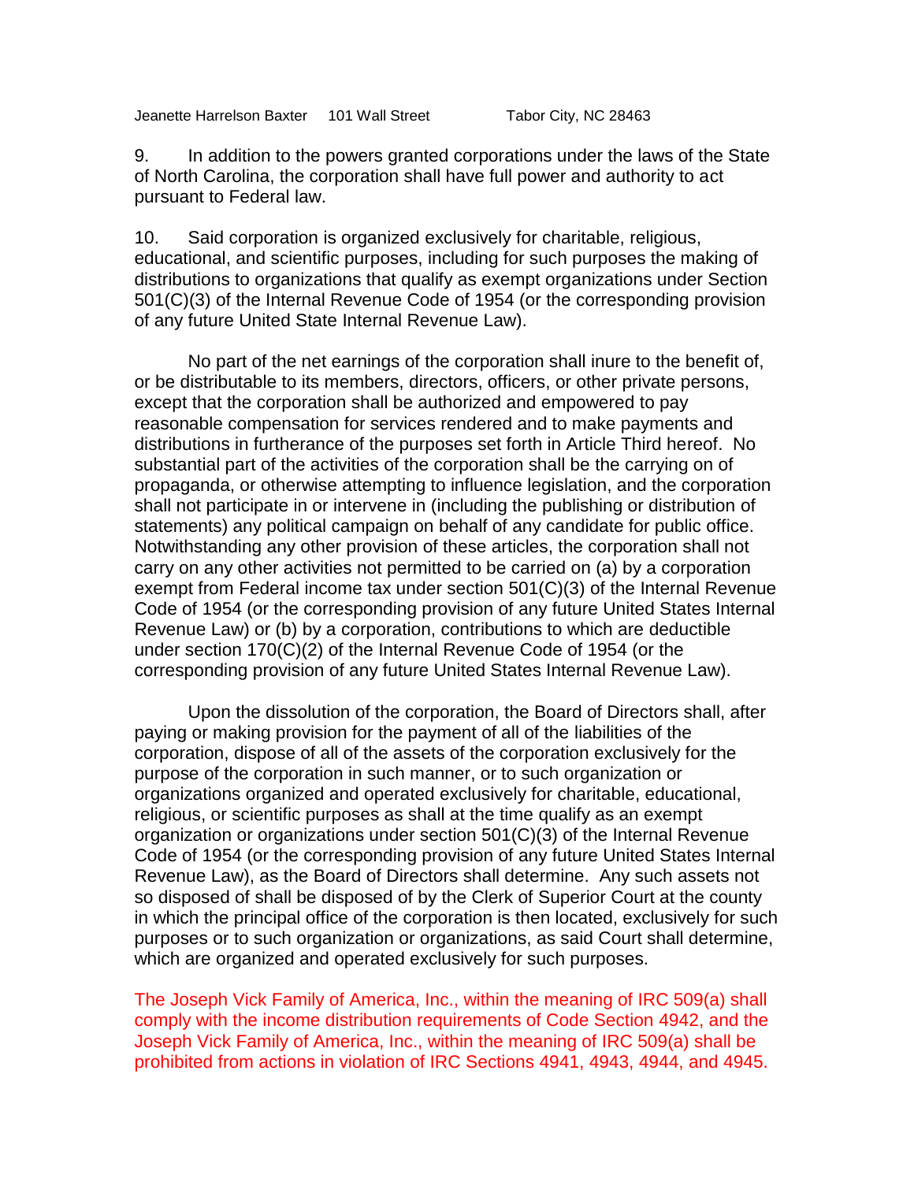Jeanette Harrelson Baxter 101 Wall Street Tabor City, NC 28463

9. In addition to the powers granted corporations under the laws of the State of North Carolina, the corporation shall have full power and authority to act pursuant to Federal law.

10. Said corporation is organized exclusively for charitable, religious, educational, and scientific purposes, including for such purposes the making of distributions to organizations that qualify as exempt organizations under Section 501(C)(3) of the Internal Revenue Code of 1954 (or the corresponding provision of any future United State Internal Revenue Law).

No part of the net earnings of the corporation shall inure to the benefit of, or be distributable to its members, directors, officers, or other private persons, except that the corporation shall be authorized and empowered to pay reasonable compensation for services rendered and to make payments and distributions in furtherance of the purposes set forth in Article Third hereof. No substantial part of the activities of the corporation shall be the carrying on of propaganda, or otherwise attempting to influence legislation, and the corporation shall not participate in or intervene in (including the publishing or distribution of statements) any political campaign on behalf of any candidate for public office. Notwithstanding any other provision of these articles, the corporation shall not carry on any other activities not permitted to be carried on (a) by a corporation exempt from Federal income tax under section 501(C)(3) of the Internal Revenue Code of 1954 (or the corresponding provision of any future United States Internal Revenue Law) or (b) by a corporation, contributions to which are deductible under section 170(C)(2) of the Internal Revenue Code of 1954 (or the corresponding provision of any future United States Internal Revenue Law).

Upon the dissolution of the corporation, the Board of Directors shall, after paying or making provision for the payment of all of the liabilities of the corporation, dispose of all of the assets of the corporation exclusively for the purpose of the corporation in such manner, or to such organization or organizations organized and operated exclusively for charitable, educational, religious, or scientific purposes as shall at the time qualify as an exempt organization or organizations under section 501(C)(3) of the Internal Revenue Code of 1954 (or the corresponding provision of any future United States Internal Revenue Law), as the Board of Directors shall determine. Any such assets not so disposed of shall be disposed of by the Clerk of Superior Court at the county in which the principal office of the corporation is then located, exclusively for such purposes or to such organization or organizations, as said Court shall determine, which are organized and operated exclusively for such purposes.

The Joseph Vick Family of America, Inc., within the meaning of IRC 509(a) shall comply with the income distribution requirements of Code Section 4942, and the Joseph Vick Family of America, Inc., within the meaning of IRC 509(a) shall be prohibited from actions in violation of IRC Sections 4941, 4943, 4944, and 4945.